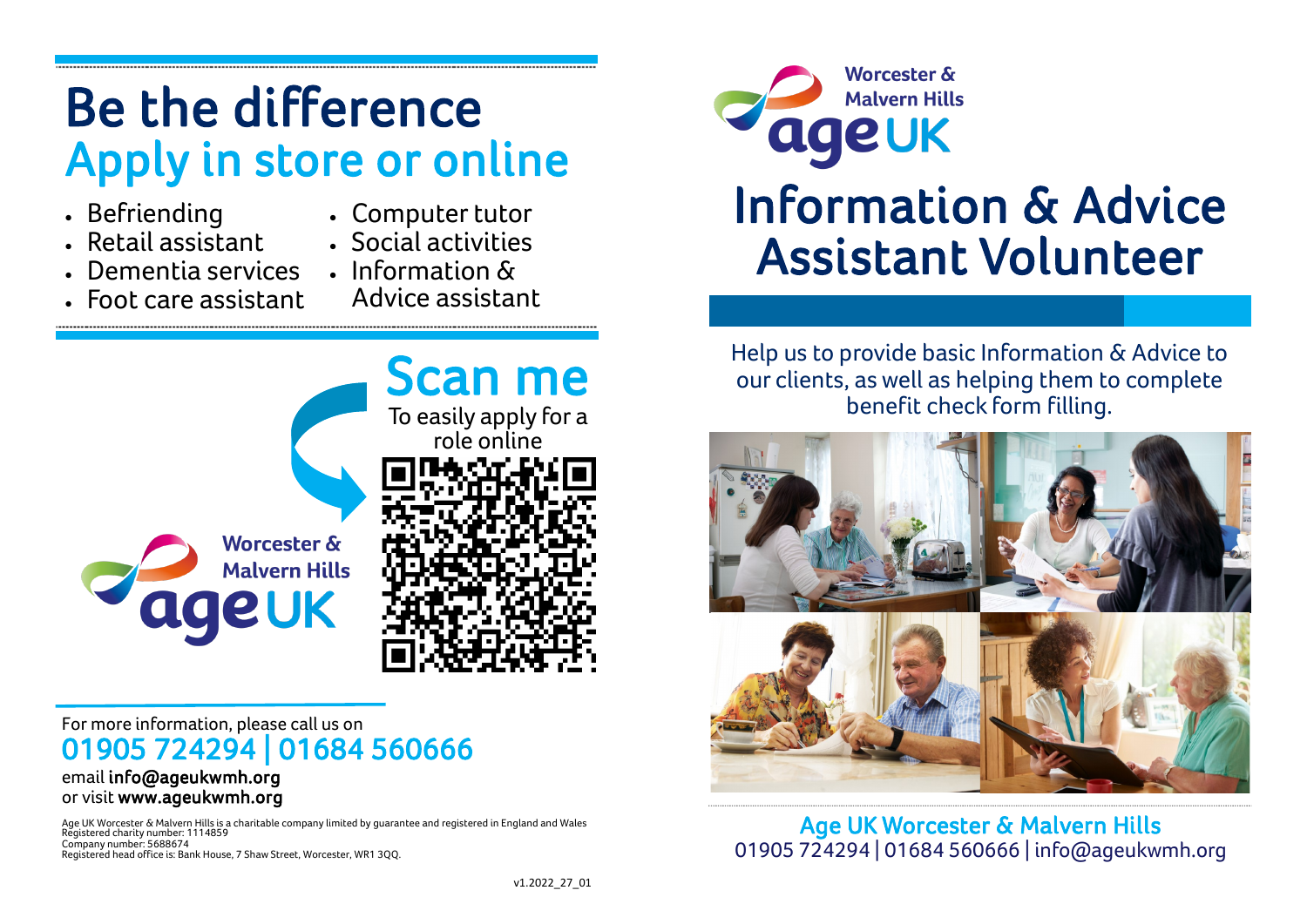# Be the difference
## Apply in store or online

- Befriending
- Retail assistant
- Dementia services
- Foot care assistant
- Computer tutor
- Social activities
- Information & Advice assistant

## Scan me

To easily apply for a role online

Worcester & Malvern Hills
age UK

For more information, please call us on

**01905 724294 | 01684 560666**

email **info@ageukwmh.org**
or visit **www.ageukwmh.org**

Age UK Worcester & Malvern Hills is a charitable company limited by guarantee and registered in England and Wales
Registered charity number: 1114859
Company number: 5688674
Registered head office is: Bank House, 7 Shaw Street, Worcester, WR1 3QQ.

v1.2022_27_01

Worcester & Malvern Hills
age UK

# Information & Advice Assistant Volunteer

Help us to provide basic Information & Advice to our clients, as well as helping them to complete benefit check form filling.

**Age UK Worcester & Malvern Hills**
01905 724294 | 01684 560666 | info@ageukwmh.org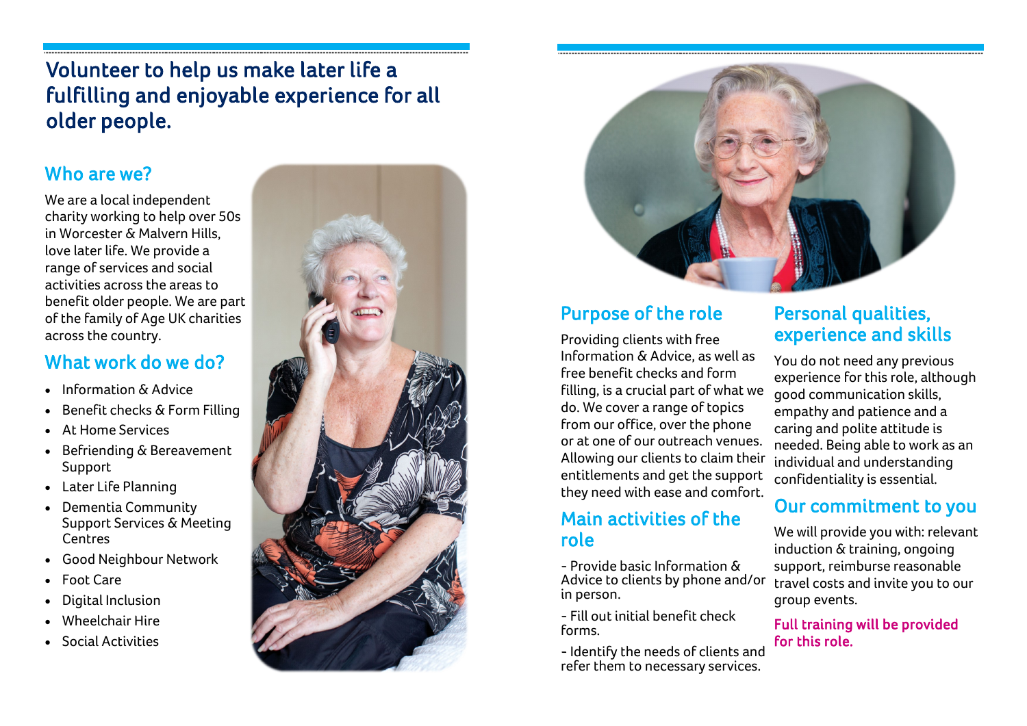# Volunteer to help us make later life a fulfilling and enjoyable experience for all older people.

## Who are we?

We are a local independent charity working to help over 50s in Worcester & Malvern Hills, love later life. We provide a range of services and social activities across the areas to benefit older people. We are part of the family of Age UK charities across the country.

## What work do we do?

- Information & Advice
- Benefit checks & Form Filling
- At Home Services
- Befriending & Bereavement Support
- Later Life Planning
- Dementia Community Support Services & Meeting Centres
- Good Neighbour Network
- Foot Care
- Digital Inclusion
- Wheelchair Hire
- Social Activities

## Purpose of the role

Providing clients with free Information & Advice, as well as free benefit checks and form filling, is a crucial part of what we do. We cover a range of topics from our office, over the phone or at one of our outreach venues. Allowing our clients to claim their entitlements and get the support they need with ease and comfort.

## Main activities of the role

- Provide basic Information & Advice to clients by phone and/or in person.

- Fill out initial benefit check forms.

- Identify the needs of clients and refer them to necessary services.

## Personal qualities, experience and skills

You do not need any previous experience for this role, although good communication skills, empathy and patience and a caring and polite attitude is needed. Being able to work as an individual and understanding confidentiality is essential.

## Our commitment to you

We will provide you with: relevant induction & training, ongoing support, reimburse reasonable travel costs and invite you to our group events.

**Full training will be provided for this role.**